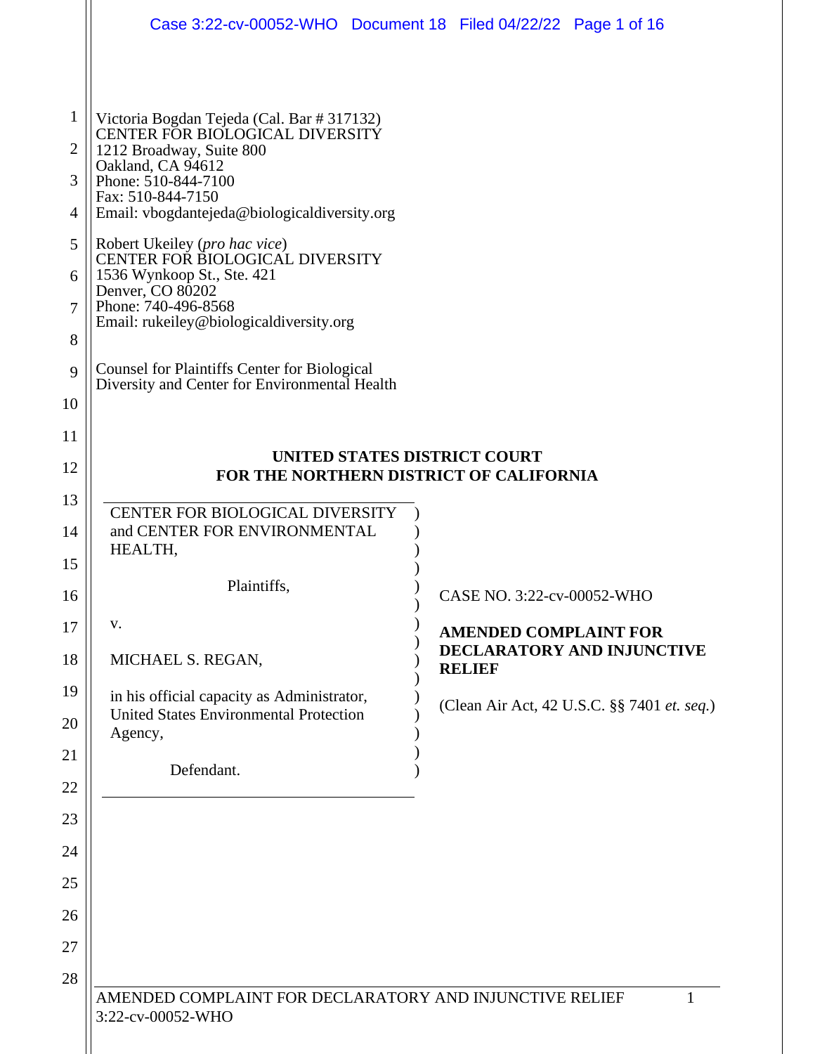Victoria Bogdan Tejeda (Cal. Bar # 317132)
CENTER FOR BIOLOGICAL DIVERSITY
1212 Broadway, Suite 800
Oakland, CA 94612
Phone: 510-844-7100
Fax: 510-844-7150
Email: vbogdantejeda@biologicaldiversity.org

Robert Ukeiley (*pro hac vice*)
CENTER FOR BIOLOGICAL DIVERSITY
1536 Wynkoop St., Ste. 421
Denver, CO 80202
Phone: 740-496-8568
Email: rukeiley@biologicaldiversity.org

Counsel for Plaintiffs Center for Biological Diversity and Center for Environmental Health

**UNITED STATES DISTRICT COURT**
**FOR THE NORTHERN DISTRICT OF CALIFORNIA**

CENTER FOR BIOLOGICAL DIVERSITY and CENTER FOR ENVIRONMENTAL HEALTH,

Plaintiffs,

v.

MICHAEL S. REGAN,

in his official capacity as Administrator, United States Environmental Protection Agency,

Defendant.

CASE NO. 3:22-cv-00052-WHO

**AMENDED COMPLAINT FOR DECLARATORY AND INJUNCTIVE RELIEF**

(Clean Air Act, 42 U.S.C. §§ 7401 *et. seq.*)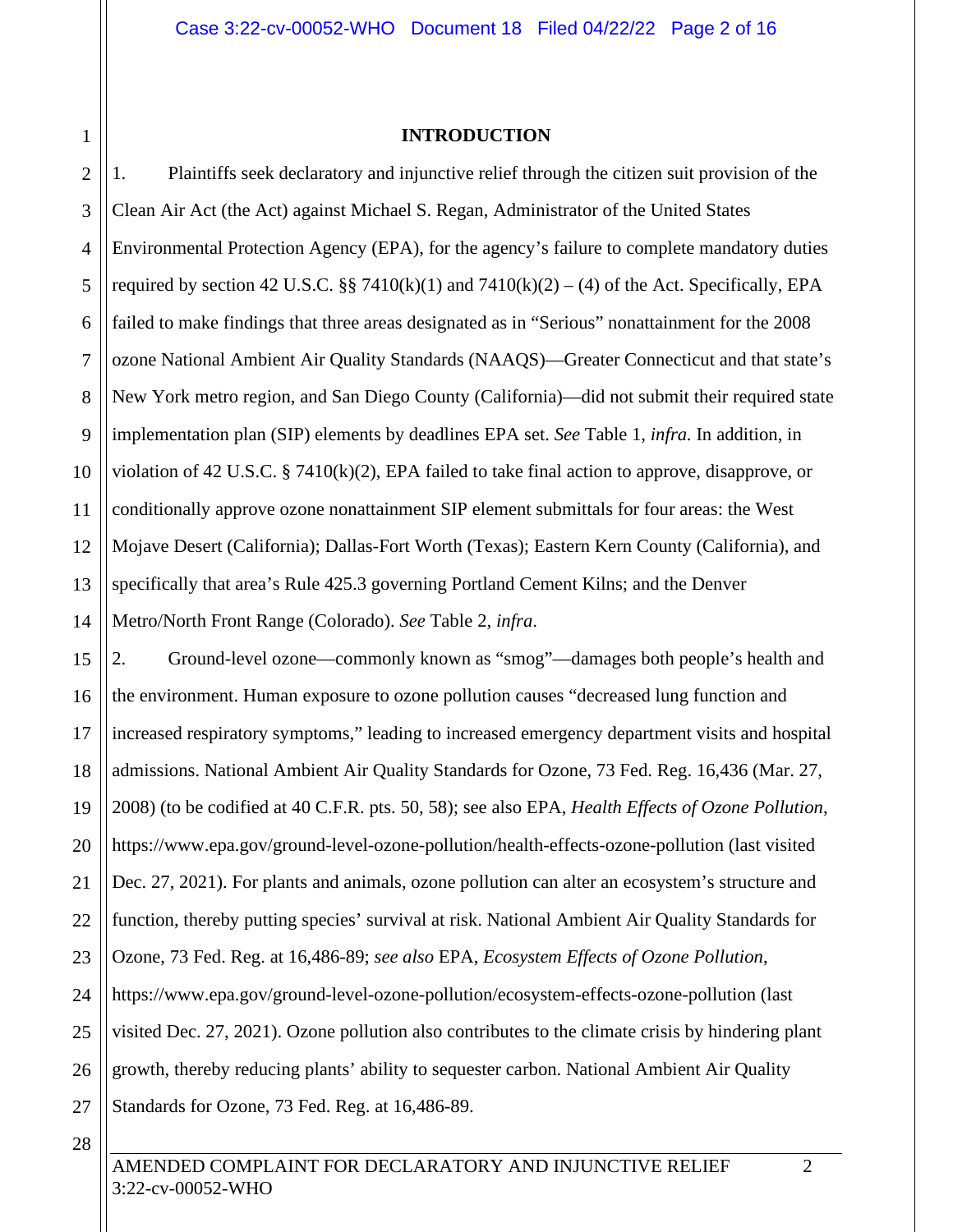## INTRODUCTION

1. Plaintiffs seek declaratory and injunctive relief through the citizen suit provision of the Clean Air Act (the Act) against Michael S. Regan, Administrator of the United States Environmental Protection Agency (EPA), for the agency's failure to complete mandatory duties required by section 42 U.S.C. §§ 7410(k)(1) and 7410(k)(2) – (4) of the Act. Specifically, EPA failed to make findings that three areas designated as in "Serious" nonattainment for the 2008 ozone National Ambient Air Quality Standards (NAAQS)—Greater Connecticut and that state's New York metro region, and San Diego County (California)—did not submit their required state implementation plan (SIP) elements by deadlines EPA set. *See* Table 1, *infra*. In addition, in violation of 42 U.S.C. § 7410(k)(2), EPA failed to take final action to approve, disapprove, or conditionally approve ozone nonattainment SIP element submittals for four areas: the West Mojave Desert (California); Dallas-Fort Worth (Texas); Eastern Kern County (California), and specifically that area's Rule 425.3 governing Portland Cement Kilns; and the Denver Metro/North Front Range (Colorado). *See* Table 2, *infra*.

2. Ground-level ozone—commonly known as "smog"—damages both people's health and the environment. Human exposure to ozone pollution causes "decreased lung function and increased respiratory symptoms," leading to increased emergency department visits and hospital admissions. National Ambient Air Quality Standards for Ozone, 73 Fed. Reg. 16,436 (Mar. 27, 2008) (to be codified at 40 C.F.R. pts. 50, 58); see also EPA, *Health Effects of Ozone Pollution*, https://www.epa.gov/ground-level-ozone-pollution/health-effects-ozone-pollution (last visited Dec. 27, 2021). For plants and animals, ozone pollution can alter an ecosystem's structure and function, thereby putting species' survival at risk. National Ambient Air Quality Standards for Ozone, 73 Fed. Reg. at 16,486-89; *see also* EPA, *Ecosystem Effects of Ozone Pollution*, https://www.epa.gov/ground-level-ozone-pollution/ecosystem-effects-ozone-pollution (last visited Dec. 27, 2021). Ozone pollution also contributes to the climate crisis by hindering plant growth, thereby reducing plants' ability to sequester carbon. National Ambient Air Quality Standards for Ozone, 73 Fed. Reg. at 16,486-89.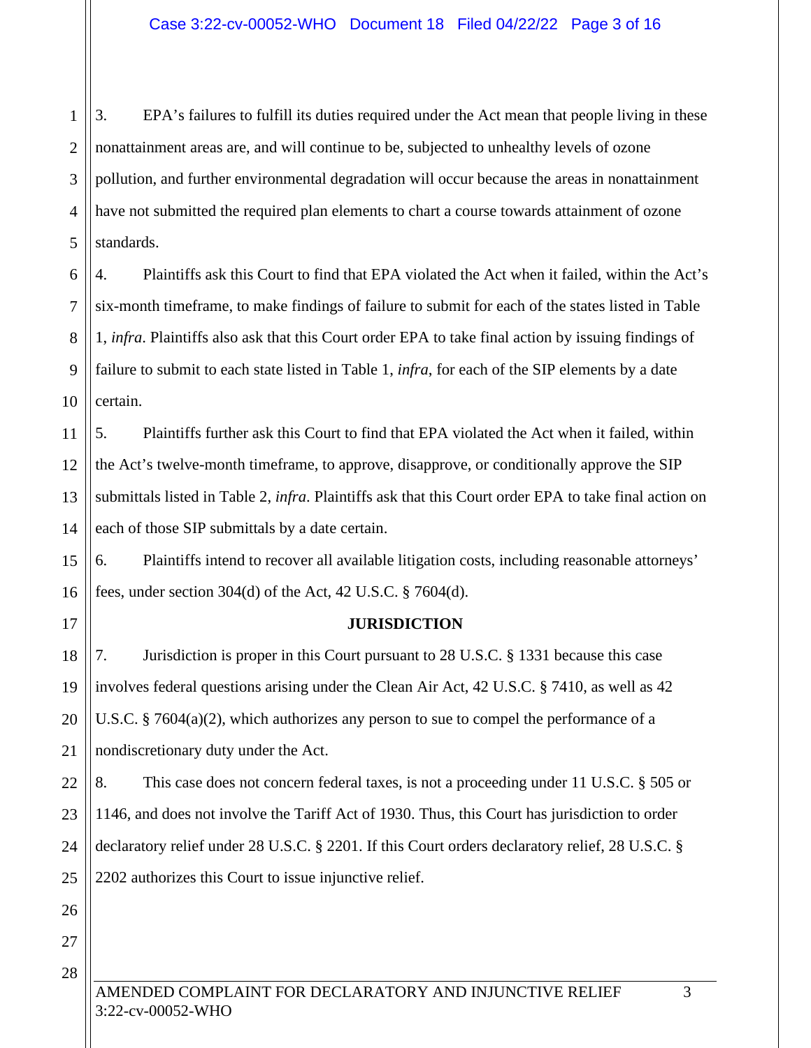3. EPA's failures to fulfill its duties required under the Act mean that people living in these nonattainment areas are, and will continue to be, subjected to unhealthy levels of ozone pollution, and further environmental degradation will occur because the areas in nonattainment have not submitted the required plan elements to chart a course towards attainment of ozone standards.

4. Plaintiffs ask this Court to find that EPA violated the Act when it failed, within the Act's six-month timeframe, to make findings of failure to submit for each of the states listed in Table 1, *infra*. Plaintiffs also ask that this Court order EPA to take final action by issuing findings of failure to submit to each state listed in Table 1, *infra*, for each of the SIP elements by a date certain.

5. Plaintiffs further ask this Court to find that EPA violated the Act when it failed, within the Act's twelve-month timeframe, to approve, disapprove, or conditionally approve the SIP submittals listed in Table 2, *infra*. Plaintiffs ask that this Court order EPA to take final action on each of those SIP submittals by a date certain.

6. Plaintiffs intend to recover all available litigation costs, including reasonable attorneys' fees, under section 304(d) of the Act, 42 U.S.C. § 7604(d).

## JURISDICTION

7. Jurisdiction is proper in this Court pursuant to 28 U.S.C. § 1331 because this case involves federal questions arising under the Clean Air Act, 42 U.S.C. § 7410, as well as 42 U.S.C. § 7604(a)(2), which authorizes any person to sue to compel the performance of a nondiscretionary duty under the Act.

8. This case does not concern federal taxes, is not a proceeding under 11 U.S.C. § 505 or 1146, and does not involve the Tariff Act of 1930. Thus, this Court has jurisdiction to order declaratory relief under 28 U.S.C. § 2201. If this Court orders declaratory relief, 28 U.S.C. § 2202 authorizes this Court to issue injunctive relief.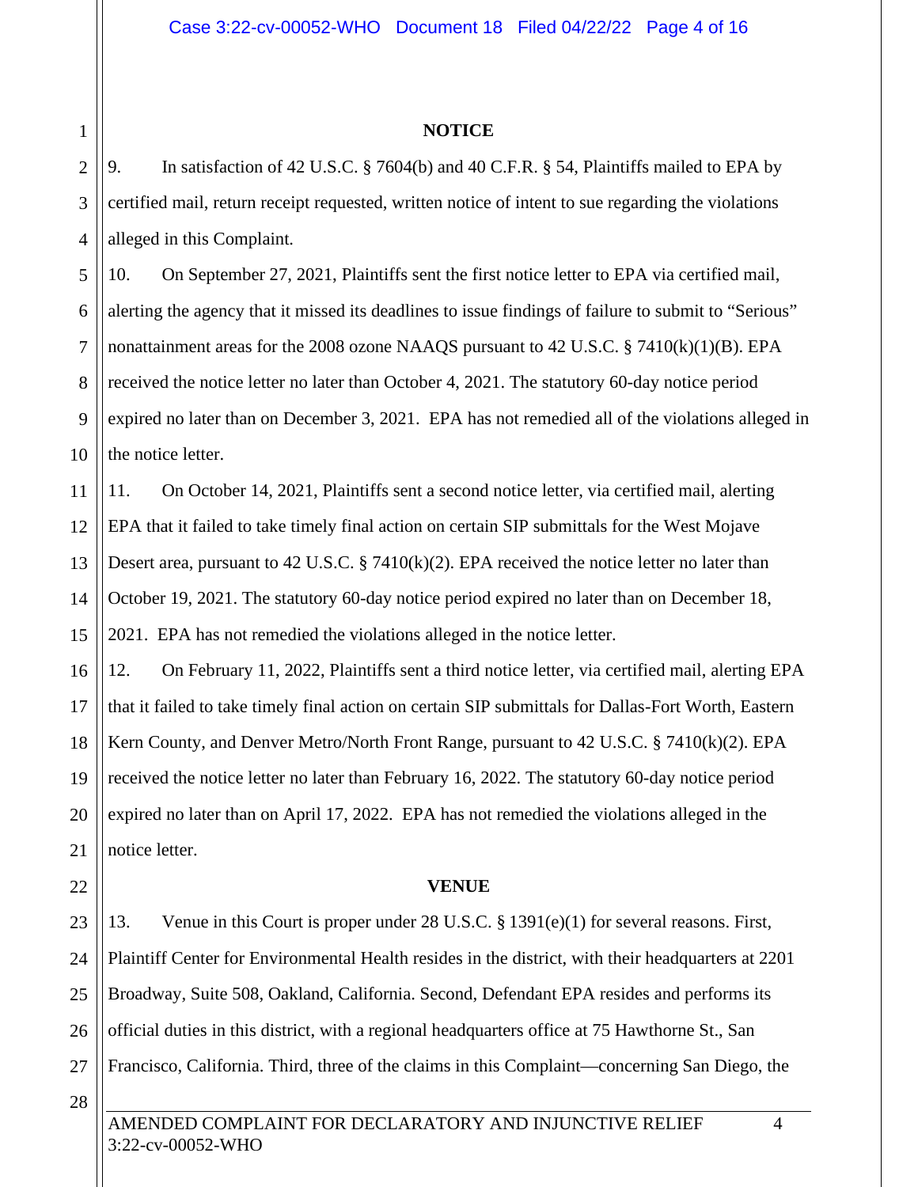## NOTICE

9. In satisfaction of 42 U.S.C. § 7604(b) and 40 C.F.R. § 54, Plaintiffs mailed to EPA by certified mail, return receipt requested, written notice of intent to sue regarding the violations alleged in this Complaint.

10. On September 27, 2021, Plaintiffs sent the first notice letter to EPA via certified mail, alerting the agency that it missed its deadlines to issue findings of failure to submit to "Serious" nonattainment areas for the 2008 ozone NAAQS pursuant to 42 U.S.C. § 7410(k)(1)(B). EPA received the notice letter no later than October 4, 2021. The statutory 60-day notice period expired no later than on December 3, 2021. EPA has not remedied all of the violations alleged in the notice letter.

11. On October 14, 2021, Plaintiffs sent a second notice letter, via certified mail, alerting EPA that it failed to take timely final action on certain SIP submittals for the West Mojave Desert area, pursuant to 42 U.S.C. § 7410(k)(2). EPA received the notice letter no later than October 19, 2021. The statutory 60-day notice period expired no later than on December 18, 2021. EPA has not remedied the violations alleged in the notice letter.

12. On February 11, 2022, Plaintiffs sent a third notice letter, via certified mail, alerting EPA that it failed to take timely final action on certain SIP submittals for Dallas-Fort Worth, Eastern Kern County, and Denver Metro/North Front Range, pursuant to 42 U.S.C. § 7410(k)(2). EPA received the notice letter no later than February 16, 2022. The statutory 60-day notice period expired no later than on April 17, 2022. EPA has not remedied the violations alleged in the notice letter.

## VENUE

13. Venue in this Court is proper under 28 U.S.C. § 1391(e)(1) for several reasons. First, Plaintiff Center for Environmental Health resides in the district, with their headquarters at 2201 Broadway, Suite 508, Oakland, California. Second, Defendant EPA resides and performs its official duties in this district, with a regional headquarters office at 75 Hawthorne St., San Francisco, California. Third, three of the claims in this Complaint—concerning San Diego, the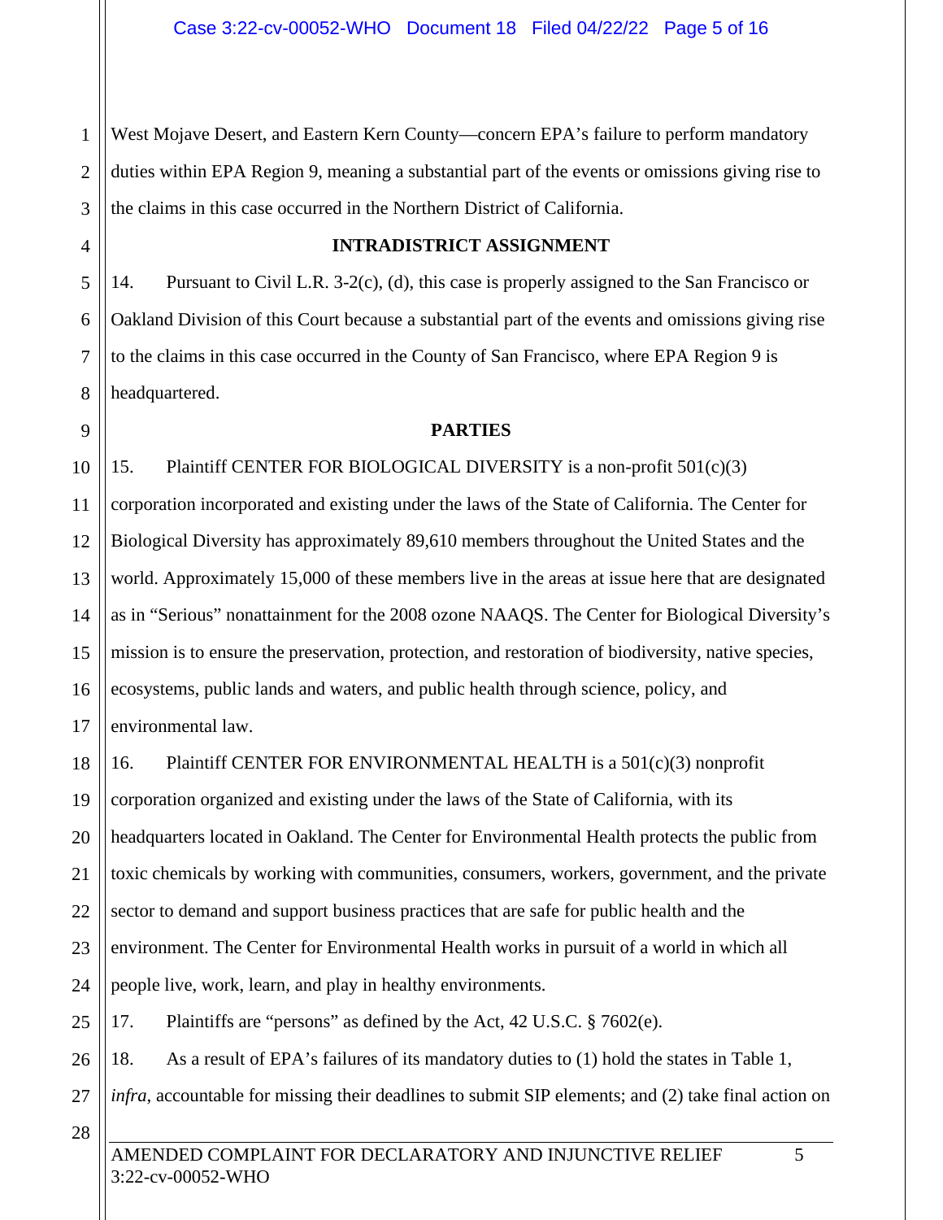West Mojave Desert, and Eastern Kern County—concern EPA's failure to perform mandatory duties within EPA Region 9, meaning a substantial part of the events or omissions giving rise to the claims in this case occurred in the Northern District of California.

## INTRADISTRICT ASSIGNMENT

14. Pursuant to Civil L.R. 3-2(c), (d), this case is properly assigned to the San Francisco or Oakland Division of this Court because a substantial part of the events and omissions giving rise to the claims in this case occurred in the County of San Francisco, where EPA Region 9 is headquartered.

## PARTIES

15. Plaintiff CENTER FOR BIOLOGICAL DIVERSITY is a non-profit 501(c)(3) corporation incorporated and existing under the laws of the State of California. The Center for Biological Diversity has approximately 89,610 members throughout the United States and the world. Approximately 15,000 of these members live in the areas at issue here that are designated as in "Serious" nonattainment for the 2008 ozone NAAQS. The Center for Biological Diversity's mission is to ensure the preservation, protection, and restoration of biodiversity, native species, ecosystems, public lands and waters, and public health through science, policy, and environmental law.

16. Plaintiff CENTER FOR ENVIRONMENTAL HEALTH is a 501(c)(3) nonprofit corporation organized and existing under the laws of the State of California, with its headquarters located in Oakland. The Center for Environmental Health protects the public from toxic chemicals by working with communities, consumers, workers, government, and the private sector to demand and support business practices that are safe for public health and the environment. The Center for Environmental Health works in pursuit of a world in which all people live, work, learn, and play in healthy environments.

17. Plaintiffs are "persons" as defined by the Act, 42 U.S.C. § 7602(e).

18. As a result of EPA's failures of its mandatory duties to (1) hold the states in Table 1, *infra*, accountable for missing their deadlines to submit SIP elements; and (2) take final action on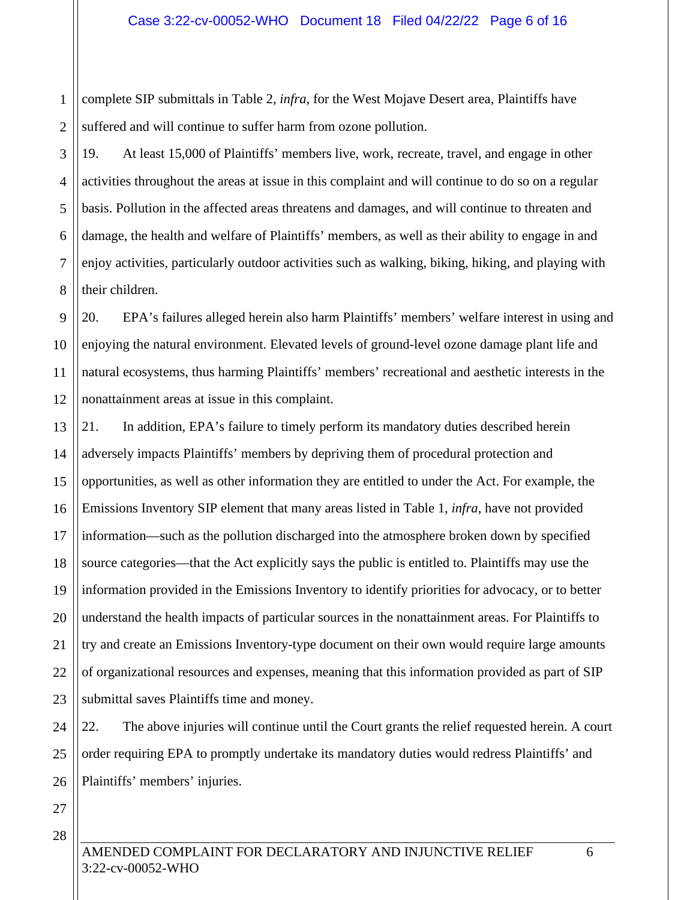complete SIP submittals in Table 2, *infra*, for the West Mojave Desert area, Plaintiffs have suffered and will continue to suffer harm from ozone pollution.

19. At least 15,000 of Plaintiffs' members live, work, recreate, travel, and engage in other activities throughout the areas at issue in this complaint and will continue to do so on a regular basis. Pollution in the affected areas threatens and damages, and will continue to threaten and damage, the health and welfare of Plaintiffs' members, as well as their ability to engage in and enjoy activities, particularly outdoor activities such as walking, biking, hiking, and playing with their children.

20. EPA's failures alleged herein also harm Plaintiffs' members' welfare interest in using and enjoying the natural environment. Elevated levels of ground-level ozone damage plant life and natural ecosystems, thus harming Plaintiffs' members' recreational and aesthetic interests in the nonattainment areas at issue in this complaint.

21. In addition, EPA's failure to timely perform its mandatory duties described herein adversely impacts Plaintiffs' members by depriving them of procedural protection and opportunities, as well as other information they are entitled to under the Act. For example, the Emissions Inventory SIP element that many areas listed in Table 1, *infra*, have not provided information—such as the pollution discharged into the atmosphere broken down by specified source categories—that the Act explicitly says the public is entitled to. Plaintiffs may use the information provided in the Emissions Inventory to identify priorities for advocacy, or to better understand the health impacts of particular sources in the nonattainment areas. For Plaintiffs to try and create an Emissions Inventory-type document on their own would require large amounts of organizational resources and expenses, meaning that this information provided as part of SIP submittal saves Plaintiffs time and money.

22. The above injuries will continue until the Court grants the relief requested herein. A court order requiring EPA to promptly undertake its mandatory duties would redress Plaintiffs' and Plaintiffs' members' injuries.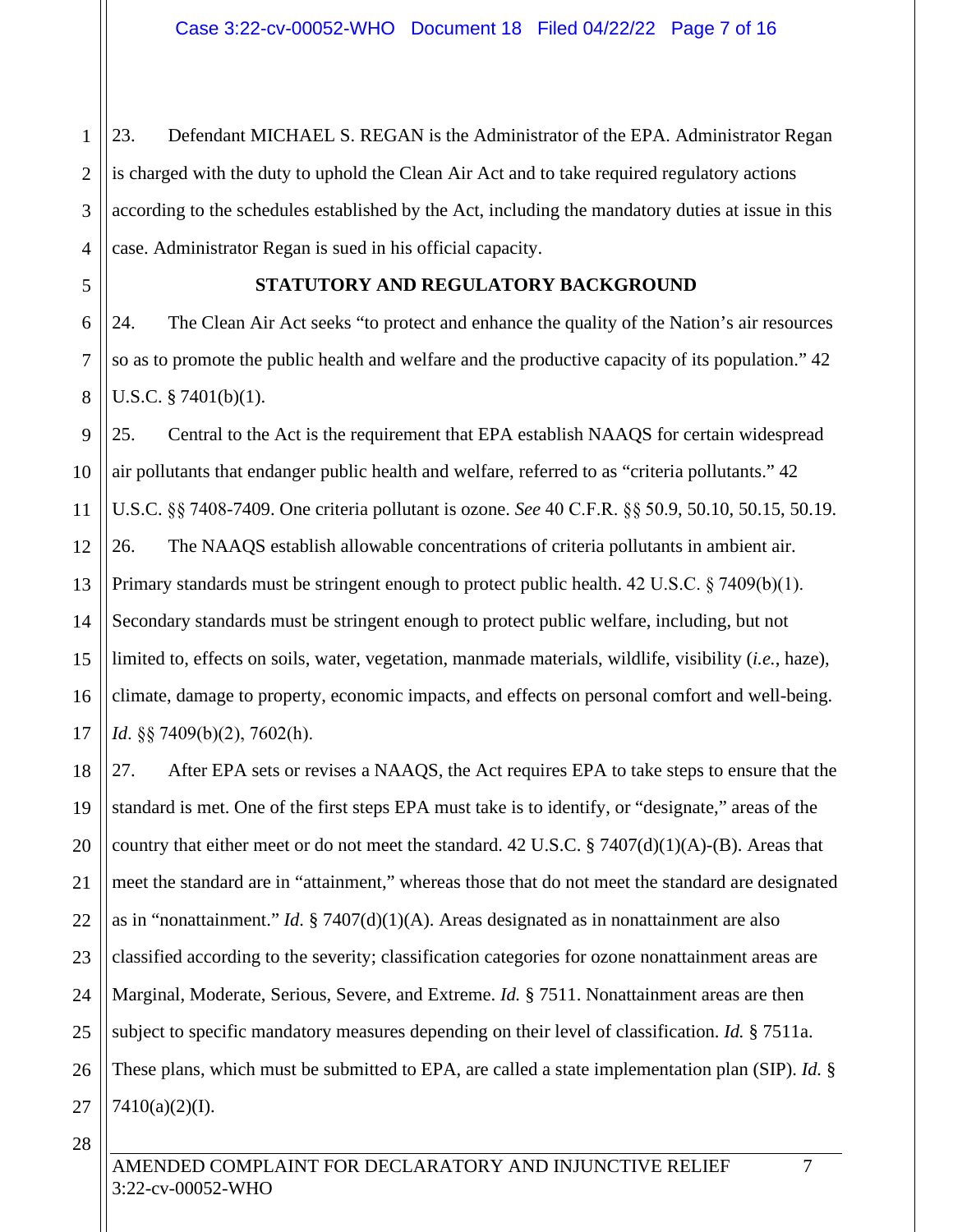23. Defendant MICHAEL S. REGAN is the Administrator of the EPA. Administrator Regan is charged with the duty to uphold the Clean Air Act and to take required regulatory actions according to the schedules established by the Act, including the mandatory duties at issue in this case. Administrator Regan is sued in his official capacity.

## STATUTORY AND REGULATORY BACKGROUND

24. The Clean Air Act seeks "to protect and enhance the quality of the Nation's air resources so as to promote the public health and welfare and the productive capacity of its population." 42 U.S.C. § 7401(b)(1).

25. Central to the Act is the requirement that EPA establish NAAQS for certain widespread air pollutants that endanger public health and welfare, referred to as "criteria pollutants." 42 U.S.C. §§ 7408-7409. One criteria pollutant is ozone. *See* 40 C.F.R. §§ 50.9, 50.10, 50.15, 50.19.

26. The NAAQS establish allowable concentrations of criteria pollutants in ambient air. Primary standards must be stringent enough to protect public health. 42 U.S.C. § 7409(b)(1). Secondary standards must be stringent enough to protect public welfare, including, but not limited to, effects on soils, water, vegetation, manmade materials, wildlife, visibility (*i.e.*, haze), climate, damage to property, economic impacts, and effects on personal comfort and well-being. *Id.* §§ 7409(b)(2), 7602(h).

27. After EPA sets or revises a NAAQS, the Act requires EPA to take steps to ensure that the standard is met. One of the first steps EPA must take is to identify, or "designate," areas of the country that either meet or do not meet the standard. 42 U.S.C. § 7407(d)(1)(A)-(B). Areas that meet the standard are in "attainment," whereas those that do not meet the standard are designated as in "nonattainment." *Id.* § 7407(d)(1)(A). Areas designated as in nonattainment are also classified according to the severity; classification categories for ozone nonattainment areas are Marginal, Moderate, Serious, Severe, and Extreme. *Id.* § 7511. Nonattainment areas are then subject to specific mandatory measures depending on their level of classification. *Id.* § 7511a. These plans, which must be submitted to EPA, are called a state implementation plan (SIP). *Id.* § 7410(a)(2)(I).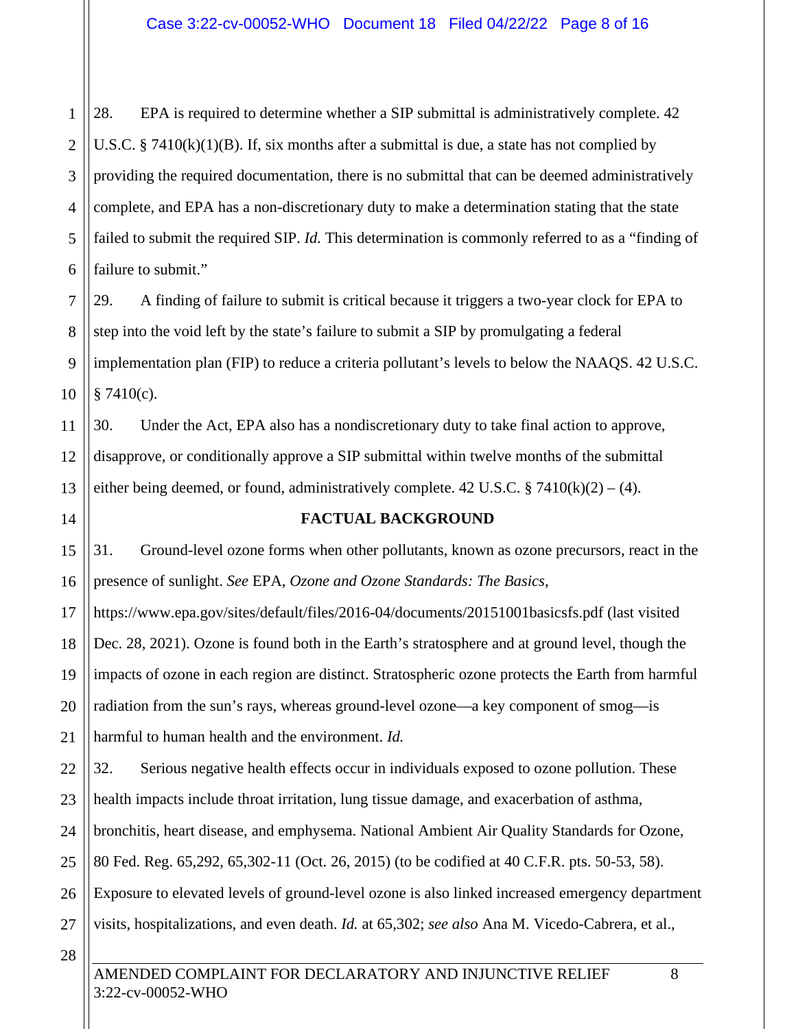28. EPA is required to determine whether a SIP submittal is administratively complete. 42 U.S.C. § 7410(k)(1)(B). If, six months after a submittal is due, a state has not complied by providing the required documentation, there is no submittal that can be deemed administratively complete, and EPA has a non-discretionary duty to make a determination stating that the state failed to submit the required SIP. *Id.* This determination is commonly referred to as a "finding of failure to submit."

29. A finding of failure to submit is critical because it triggers a two-year clock for EPA to step into the void left by the state's failure to submit a SIP by promulgating a federal implementation plan (FIP) to reduce a criteria pollutant's levels to below the NAAQS. 42 U.S.C. § 7410(c).

30. Under the Act, EPA also has a nondiscretionary duty to take final action to approve, disapprove, or conditionally approve a SIP submittal within twelve months of the submittal either being deemed, or found, administratively complete. 42 U.S.C. § 7410(k)(2) – (4).

## FACTUAL BACKGROUND

31. Ground-level ozone forms when other pollutants, known as ozone precursors, react in the presence of sunlight. *See* EPA, *Ozone and Ozone Standards: The Basics*, https://www.epa.gov/sites/default/files/2016-04/documents/20151001basicsfs.pdf (last visited Dec. 28, 2021). Ozone is found both in the Earth's stratosphere and at ground level, though the impacts of ozone in each region are distinct. Stratospheric ozone protects the Earth from harmful radiation from the sun's rays, whereas ground-level ozone—a key component of smog—is harmful to human health and the environment. *Id.*

32. Serious negative health effects occur in individuals exposed to ozone pollution. These health impacts include throat irritation, lung tissue damage, and exacerbation of asthma, bronchitis, heart disease, and emphysema. National Ambient Air Quality Standards for Ozone, 80 Fed. Reg. 65,292, 65,302-11 (Oct. 26, 2015) (to be codified at 40 C.F.R. pts. 50-53, 58). Exposure to elevated levels of ground-level ozone is also linked increased emergency department visits, hospitalizations, and even death. *Id.* at 65,302; *see also* Ana M. Vicedo-Cabrera, et al.,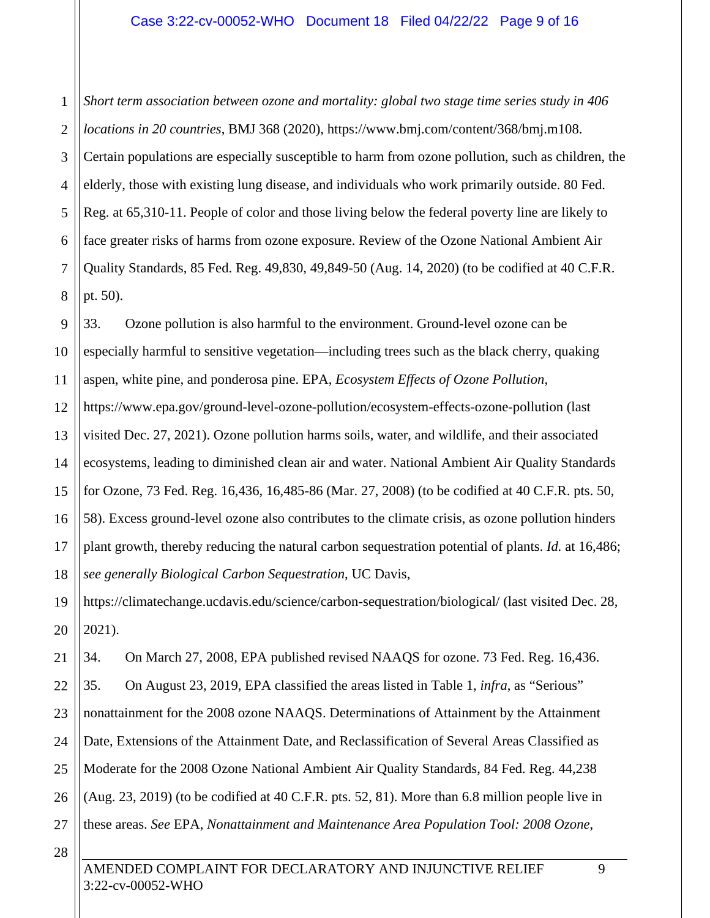*Short term association between ozone and mortality: global two stage time series study in 406 locations in 20 countries*, BMJ 368 (2020), https://www.bmj.com/content/368/bmj.m108. Certain populations are especially susceptible to harm from ozone pollution, such as children, the elderly, those with existing lung disease, and individuals who work primarily outside. 80 Fed. Reg. at 65,310-11. People of color and those living below the federal poverty line are likely to face greater risks of harms from ozone exposure. Review of the Ozone National Ambient Air Quality Standards, 85 Fed. Reg. 49,830, 49,849-50 (Aug. 14, 2020) (to be codified at 40 C.F.R. pt. 50).

33. Ozone pollution is also harmful to the environment. Ground-level ozone can be especially harmful to sensitive vegetation—including trees such as the black cherry, quaking aspen, white pine, and ponderosa pine. EPA, *Ecosystem Effects of Ozone Pollution*, https://www.epa.gov/ground-level-ozone-pollution/ecosystem-effects-ozone-pollution (last visited Dec. 27, 2021). Ozone pollution harms soils, water, and wildlife, and their associated ecosystems, leading to diminished clean air and water. National Ambient Air Quality Standards for Ozone, 73 Fed. Reg. 16,436, 16,485-86 (Mar. 27, 2008) (to be codified at 40 C.F.R. pts. 50, 58). Excess ground-level ozone also contributes to the climate crisis, as ozone pollution hinders plant growth, thereby reducing the natural carbon sequestration potential of plants. *Id.* at 16,486; *see generally Biological Carbon Sequestration*, UC Davis, https://climatechange.ucdavis.edu/science/carbon-sequestration/biological/ (last visited Dec. 28, 2021).

34. On March 27, 2008, EPA published revised NAAQS for ozone. 73 Fed. Reg. 16,436.

35. On August 23, 2019, EPA classified the areas listed in Table 1, *infra*, as "Serious" nonattainment for the 2008 ozone NAAQS. Determinations of Attainment by the Attainment Date, Extensions of the Attainment Date, and Reclassification of Several Areas Classified as Moderate for the 2008 Ozone National Ambient Air Quality Standards, 84 Fed. Reg. 44,238 (Aug. 23, 2019) (to be codified at 40 C.F.R. pts. 52, 81). More than 6.8 million people live in these areas. *See* EPA, *Nonattainment and Maintenance Area Population Tool: 2008 Ozone*,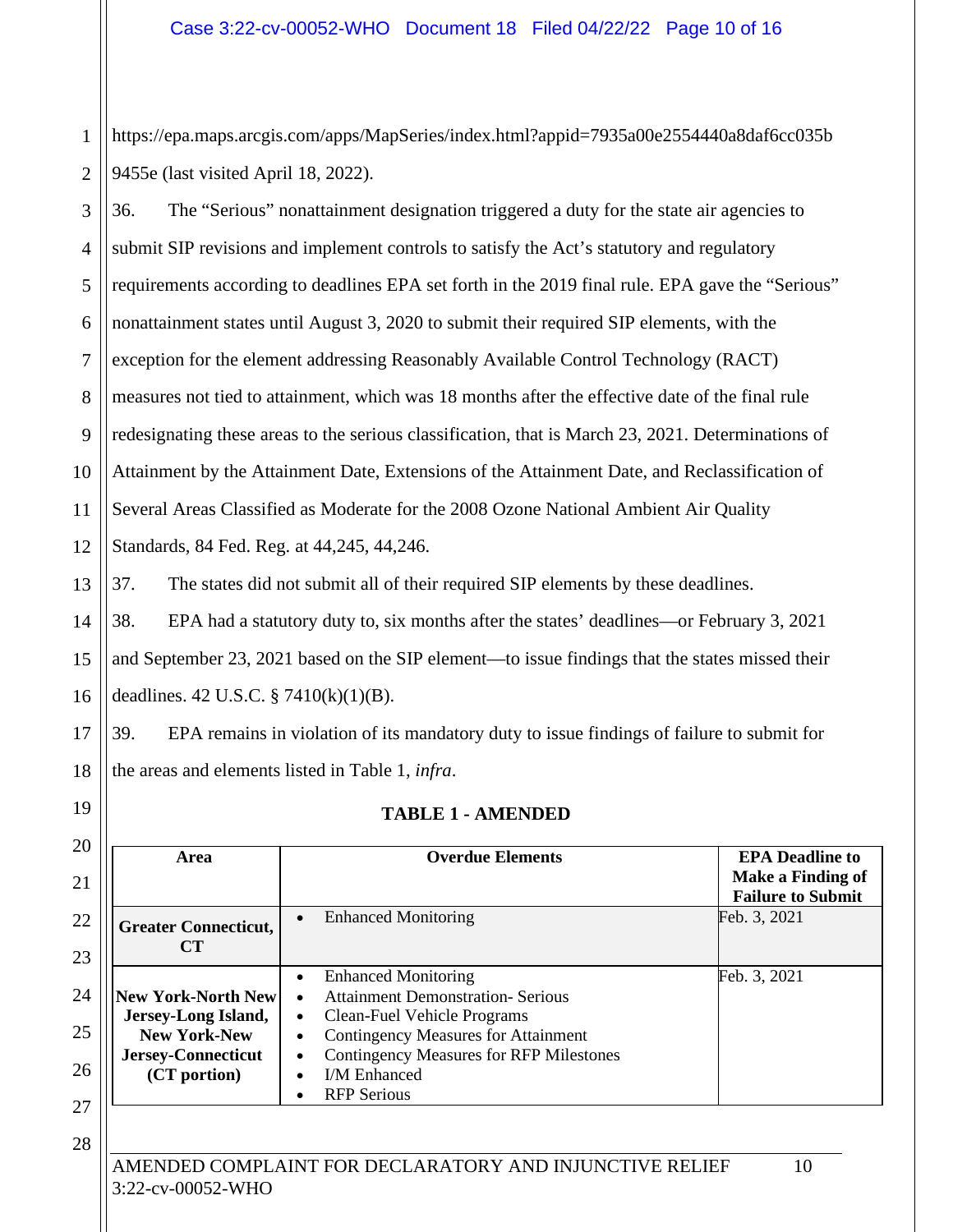https://epa.maps.arcgis.com/apps/MapSeries/index.html?appid=7935a00e2554440a8daf6cc035b9455e (last visited April 18, 2022).

36. The "Serious" nonattainment designation triggered a duty for the state air agencies to submit SIP revisions and implement controls to satisfy the Act's statutory and regulatory requirements according to deadlines EPA set forth in the 2019 final rule. EPA gave the "Serious" nonattainment states until August 3, 2020 to submit their required SIP elements, with the exception for the element addressing Reasonably Available Control Technology (RACT) measures not tied to attainment, which was 18 months after the effective date of the final rule redesignating these areas to the serious classification, that is March 23, 2021. Determinations of Attainment by the Attainment Date, Extensions of the Attainment Date, and Reclassification of Several Areas Classified as Moderate for the 2008 Ozone National Ambient Air Quality Standards, 84 Fed. Reg. at 44,245, 44,246.

37. The states did not submit all of their required SIP elements by these deadlines.

38. EPA had a statutory duty to, six months after the states' deadlines—or February 3, 2021 and September 23, 2021 based on the SIP element—to issue findings that the states missed their deadlines. 42 U.S.C. § 7410(k)(1)(B).

39. EPA remains in violation of its mandatory duty to issue findings of failure to submit for the areas and elements listed in Table 1, *infra*.

**TABLE 1 - AMENDED**

| Area | Overdue Elements | EPA Deadline to Make a Finding of Failure to Submit |
|---|---|---|
| **Greater Connecticut, CT** | • Enhanced Monitoring | Feb. 3, 2021 |
| **New York-North New Jersey-Long Island, New York-New Jersey-Connecticut (CT portion)** | • Enhanced Monitoring<br>• Attainment Demonstration- Serious<br>• Clean-Fuel Vehicle Programs<br>• Contingency Measures for Attainment<br>• Contingency Measures for RFP Milestones<br>• I/M Enhanced<br>• RFP Serious | Feb. 3, 2021 |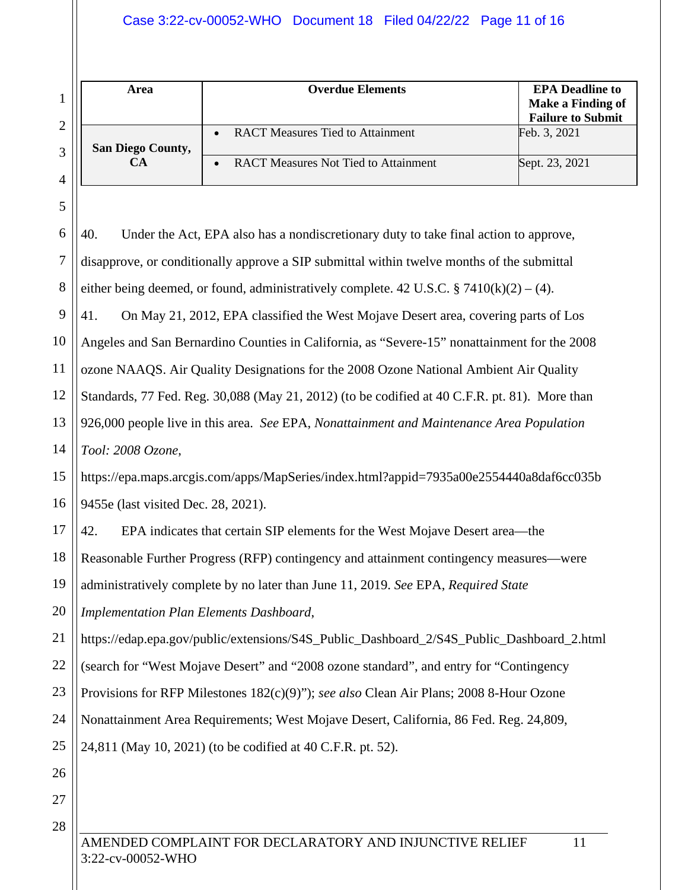| Area | Overdue Elements | EPA Deadline to Make a Finding of Failure to Submit |
|---|---|---|
| San Diego County, CA | • RACT Measures Tied to Attainment | Feb. 3, 2021 |
| | • RACT Measures Not Tied to Attainment | Sept. 23, 2021 |

40. Under the Act, EPA also has a nondiscretionary duty to take final action to approve, disapprove, or conditionally approve a SIP submittal within twelve months of the submittal either being deemed, or found, administratively complete. 42 U.S.C. § 7410(k)(2) – (4).

41. On May 21, 2012, EPA classified the West Mojave Desert area, covering parts of Los Angeles and San Bernardino Counties in California, as "Severe-15" nonattainment for the 2008 ozone NAAQS. Air Quality Designations for the 2008 Ozone National Ambient Air Quality Standards, 77 Fed. Reg. 30,088 (May 21, 2012) (to be codified at 40 C.F.R. pt. 81). More than 926,000 people live in this area. *See* EPA, *Nonattainment and Maintenance Area Population Tool: 2008 Ozone*, https://epa.maps.arcgis.com/apps/MapSeries/index.html?appid=7935a00e2554440a8daf6cc035b9455e (last visited Dec. 28, 2021).

42. EPA indicates that certain SIP elements for the West Mojave Desert area—the Reasonable Further Progress (RFP) contingency and attainment contingency measures—were administratively complete by no later than June 11, 2019. *See* EPA, *Required State Implementation Plan Elements Dashboard*, https://edap.epa.gov/public/extensions/S4S_Public_Dashboard_2/S4S_Public_Dashboard_2.html (search for "West Mojave Desert" and "2008 ozone standard", and entry for "Contingency Provisions for RFP Milestones 182(c)(9)"); *see also* Clean Air Plans; 2008 8-Hour Ozone Nonattainment Area Requirements; West Mojave Desert, California, 86 Fed. Reg. 24,809, 24,811 (May 10, 2021) (to be codified at 40 C.F.R. pt. 52).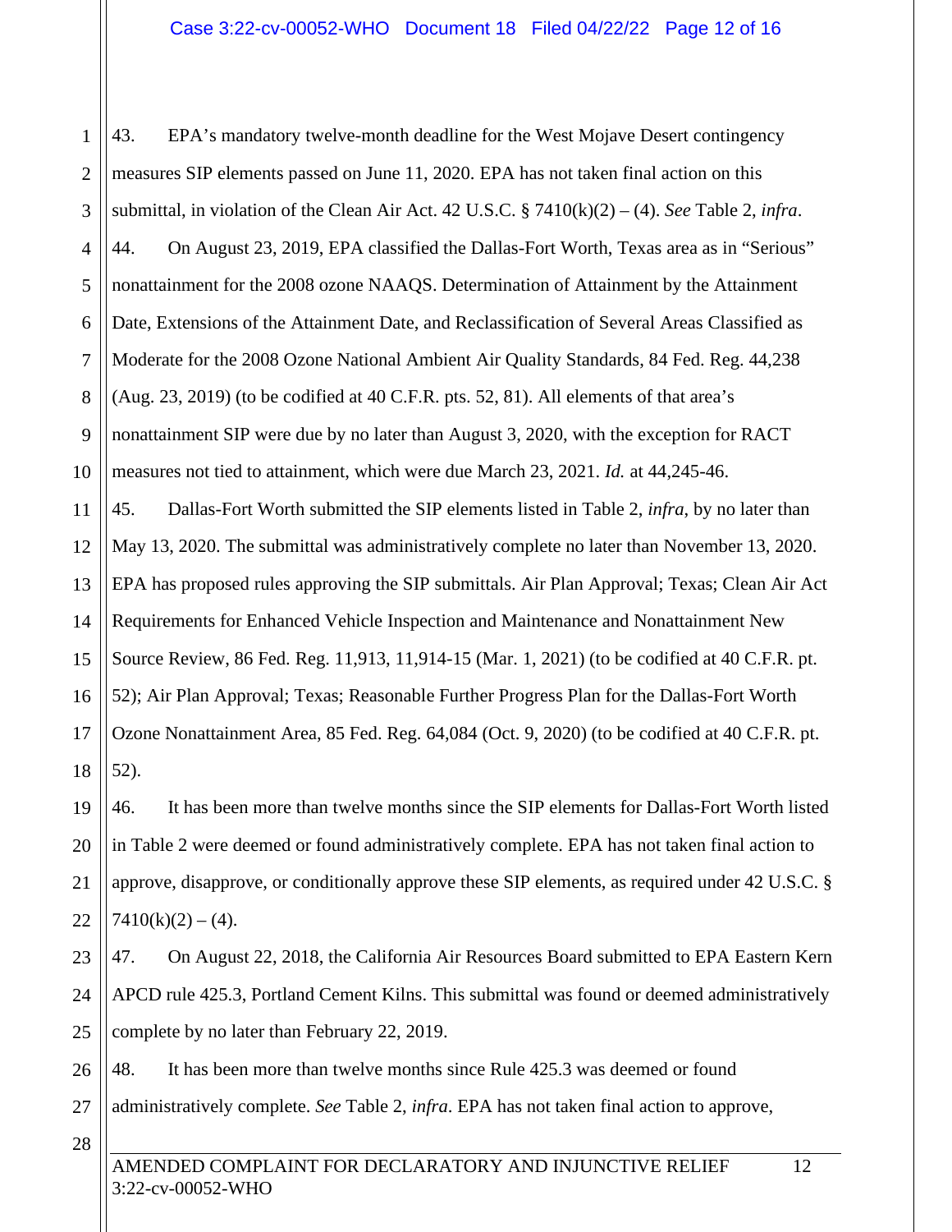43. EPA's mandatory twelve-month deadline for the West Mojave Desert contingency measures SIP elements passed on June 11, 2020. EPA has not taken final action on this submittal, in violation of the Clean Air Act. 42 U.S.C. § 7410(k)(2) – (4). *See* Table 2, *infra*.

44. On August 23, 2019, EPA classified the Dallas-Fort Worth, Texas area as in "Serious" nonattainment for the 2008 ozone NAAQS. Determination of Attainment by the Attainment Date, Extensions of the Attainment Date, and Reclassification of Several Areas Classified as Moderate for the 2008 Ozone National Ambient Air Quality Standards, 84 Fed. Reg. 44,238 (Aug. 23, 2019) (to be codified at 40 C.F.R. pts. 52, 81). All elements of that area's nonattainment SIP were due by no later than August 3, 2020, with the exception for RACT measures not tied to attainment, which were due March 23, 2021. *Id.* at 44,245-46.

45. Dallas-Fort Worth submitted the SIP elements listed in Table 2, *infra*, by no later than May 13, 2020. The submittal was administratively complete no later than November 13, 2020. EPA has proposed rules approving the SIP submittals. Air Plan Approval; Texas; Clean Air Act Requirements for Enhanced Vehicle Inspection and Maintenance and Nonattainment New Source Review, 86 Fed. Reg. 11,913, 11,914-15 (Mar. 1, 2021) (to be codified at 40 C.F.R. pt. 52); Air Plan Approval; Texas; Reasonable Further Progress Plan for the Dallas-Fort Worth Ozone Nonattainment Area, 85 Fed. Reg. 64,084 (Oct. 9, 2020) (to be codified at 40 C.F.R. pt. 52).

46. It has been more than twelve months since the SIP elements for Dallas-Fort Worth listed in Table 2 were deemed or found administratively complete. EPA has not taken final action to approve, disapprove, or conditionally approve these SIP elements, as required under 42 U.S.C. § 7410(k)(2) – (4).

47. On August 22, 2018, the California Air Resources Board submitted to EPA Eastern Kern APCD rule 425.3, Portland Cement Kilns. This submittal was found or deemed administratively complete by no later than February 22, 2019.

48. It has been more than twelve months since Rule 425.3 was deemed or found administratively complete. *See* Table 2, *infra*. EPA has not taken final action to approve,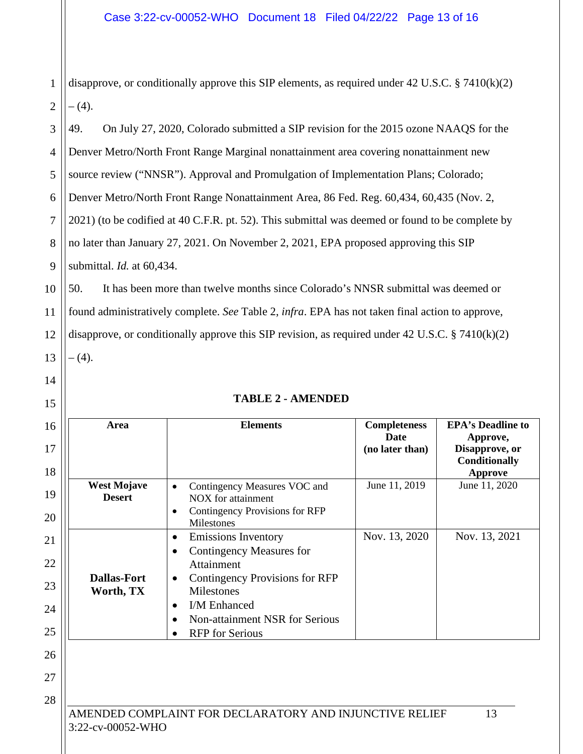disapprove, or conditionally approve this SIP elements, as required under 42 U.S.C. § 7410(k)(2) – (4).

49. On July 27, 2020, Colorado submitted a SIP revision for the 2015 ozone NAAQS for the Denver Metro/North Front Range Marginal nonattainment area covering nonattainment new source review ("NNSR"). Approval and Promulgation of Implementation Plans; Colorado; Denver Metro/North Front Range Nonattainment Area, 86 Fed. Reg. 60,434, 60,435 (Nov. 2, 2021) (to be codified at 40 C.F.R. pt. 52). This submittal was deemed or found to be complete by no later than January 27, 2021. On November 2, 2021, EPA proposed approving this SIP submittal. *Id.* at 60,434.

50. It has been more than twelve months since Colorado's NNSR submittal was deemed or found administratively complete. *See* Table 2, *infra*. EPA has not taken final action to approve, disapprove, or conditionally approve this SIP revision, as required under 42 U.S.C. § 7410(k)(2) – (4).

**TABLE 2 - AMENDED**

| Area | Elements | Completeness Date (no later than) | EPA's Deadline to Approve, Disapprove, or Conditionally Approve |
|---|---|---|---|
| **West Mojave Desert** | • Contingency Measures VOC and NOX for attainment<br>• Contingency Provisions for RFP Milestones | June 11, 2019 | June 11, 2020 |
| **Dallas-Fort Worth, TX** | • Emissions Inventory<br>• Contingency Measures for Attainment<br>• Contingency Provisions for RFP Milestones<br>• I/M Enhanced<br>• Non-attainment NSR for Serious<br>• RFP for Serious | Nov. 13, 2020 | Nov. 13, 2021 |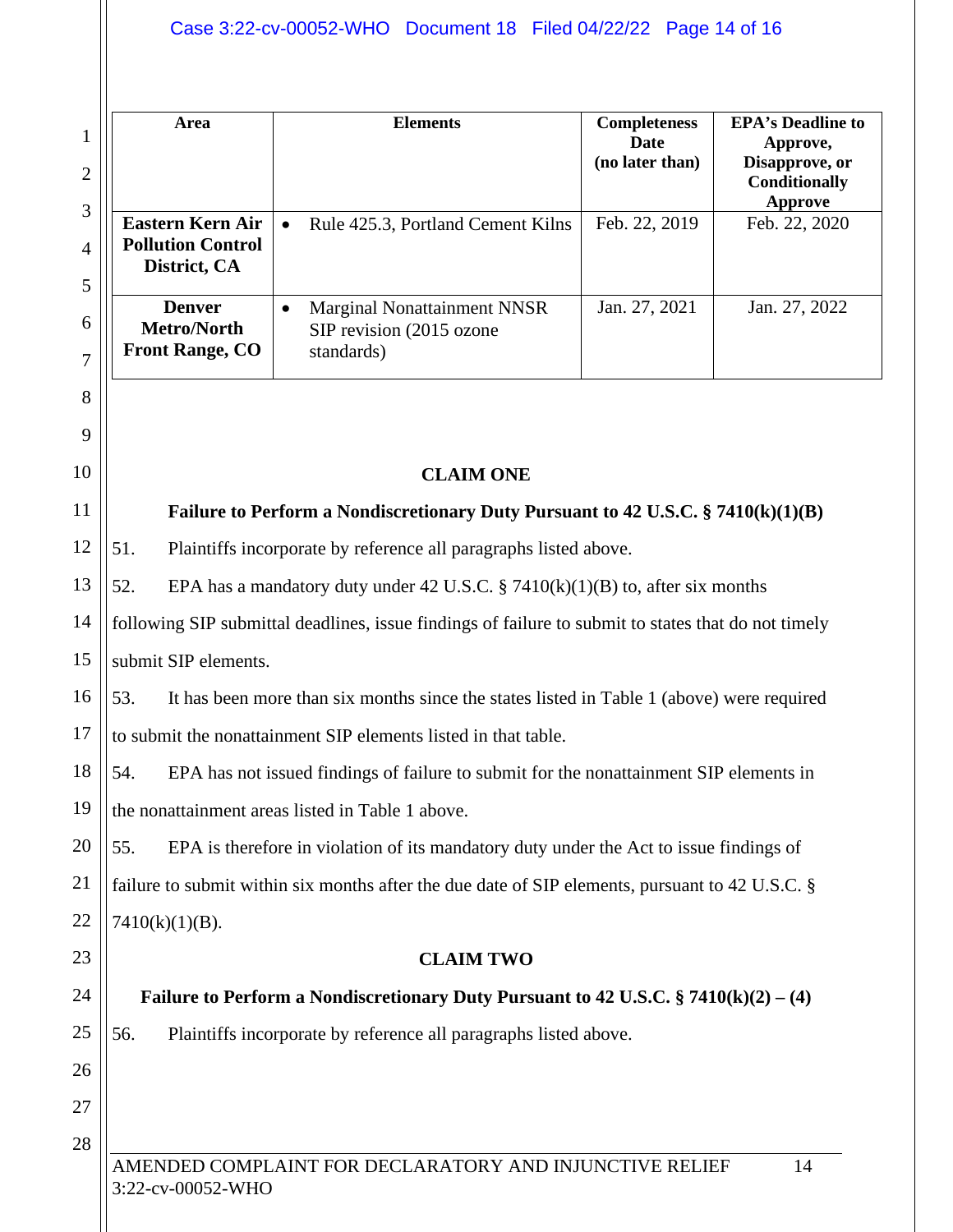| Area | Elements | Completeness Date (no later than) | EPA's Deadline to Approve, Disapprove, or Conditionally Approve |
|---|---|---|---|
| **Eastern Kern Air Pollution Control District, CA** | • Rule 425.3, Portland Cement Kilns | Feb. 22, 2019 | Feb. 22, 2020 |
| **Denver Metro/North Front Range, CO** | • Marginal Nonattainment NNSR SIP revision (2015 ozone standards) | Jan. 27, 2021 | Jan. 27, 2022 |

**CLAIM ONE**

**Failure to Perform a Nondiscretionary Duty Pursuant to 42 U.S.C. § 7410(k)(1)(B)**

51. Plaintiffs incorporate by reference all paragraphs listed above.

52. EPA has a mandatory duty under 42 U.S.C. § 7410(k)(1)(B) to, after six months following SIP submittal deadlines, issue findings of failure to submit to states that do not timely submit SIP elements.

53. It has been more than six months since the states listed in Table 1 (above) were required to submit the nonattainment SIP elements listed in that table.

54. EPA has not issued findings of failure to submit for the nonattainment SIP elements in the nonattainment areas listed in Table 1 above.

55. EPA is therefore in violation of its mandatory duty under the Act to issue findings of failure to submit within six months after the due date of SIP elements, pursuant to 42 U.S.C. § 7410(k)(1)(B).

**CLAIM TWO**

**Failure to Perform a Nondiscretionary Duty Pursuant to 42 U.S.C. § 7410(k)(2) – (4)**

56. Plaintiffs incorporate by reference all paragraphs listed above.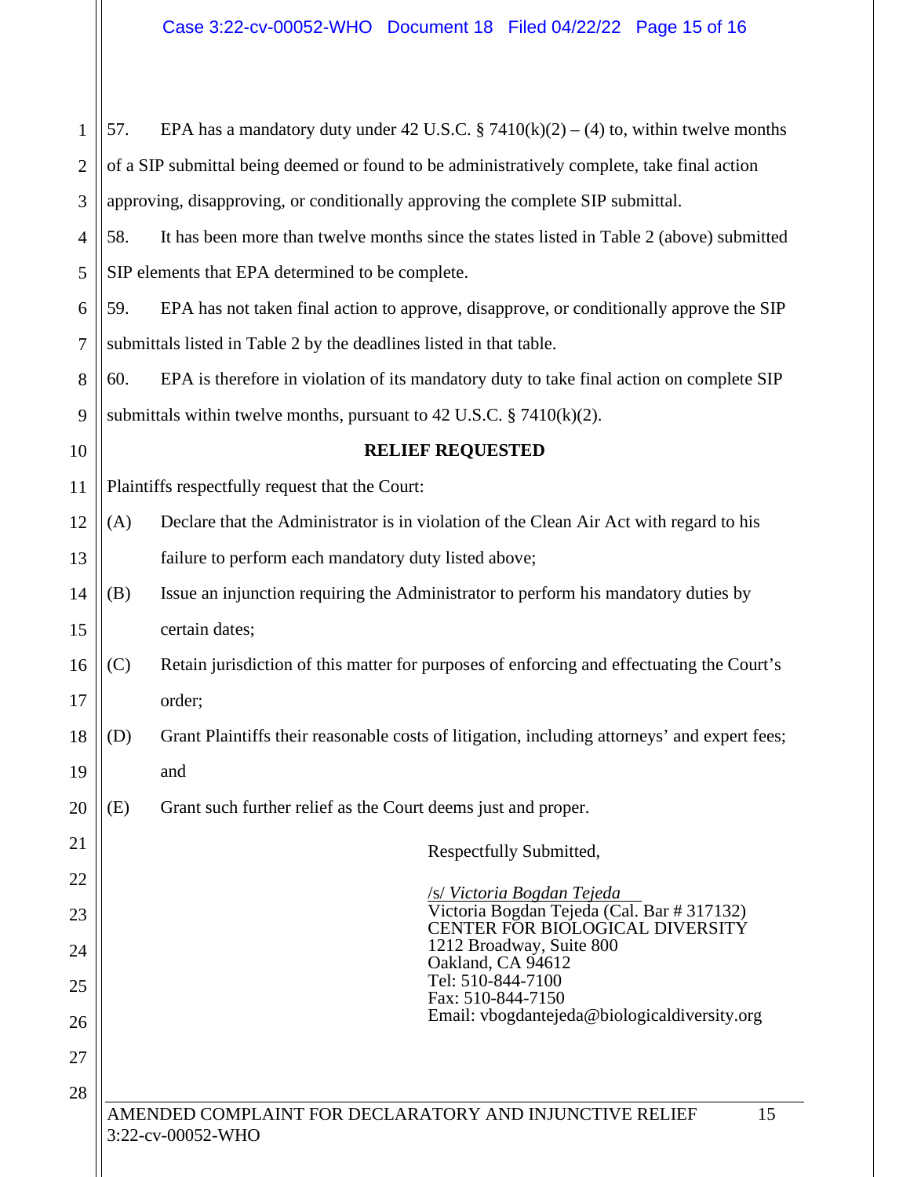57. EPA has a mandatory duty under 42 U.S.C. § 7410(k)(2) – (4) to, within twelve months of a SIP submittal being deemed or found to be administratively complete, take final action approving, disapproving, or conditionally approving the complete SIP submittal.

58. It has been more than twelve months since the states listed in Table 2 (above) submitted SIP elements that EPA determined to be complete.

59. EPA has not taken final action to approve, disapprove, or conditionally approve the SIP submittals listed in Table 2 by the deadlines listed in that table.

60. EPA is therefore in violation of its mandatory duty to take final action on complete SIP submittals within twelve months, pursuant to 42 U.S.C. § 7410(k)(2).

## RELIEF REQUESTED

Plaintiffs respectfully request that the Court:

(A) Declare that the Administrator is in violation of the Clean Air Act with regard to his failure to perform each mandatory duty listed above;

(B) Issue an injunction requiring the Administrator to perform his mandatory duties by certain dates;

(C) Retain jurisdiction of this matter for purposes of enforcing and effectuating the Court's order;

(D) Grant Plaintiffs their reasonable costs of litigation, including attorneys' and expert fees; and

(E) Grant such further relief as the Court deems just and proper.

Respectfully Submitted,

/s/ *Victoria Bogdan Tejeda*
Victoria Bogdan Tejeda (Cal. Bar # 317132)
CENTER FOR BIOLOGICAL DIVERSITY
1212 Broadway, Suite 800
Oakland, CA 94612
Tel: 510-844-7100
Fax: 510-844-7150
Email: vbogdantejeda@biologicaldiversity.org

AMENDED COMPLAINT FOR DECLARATORY AND INJUNCTIVE RELIEF
3:22-cv-00052-WHO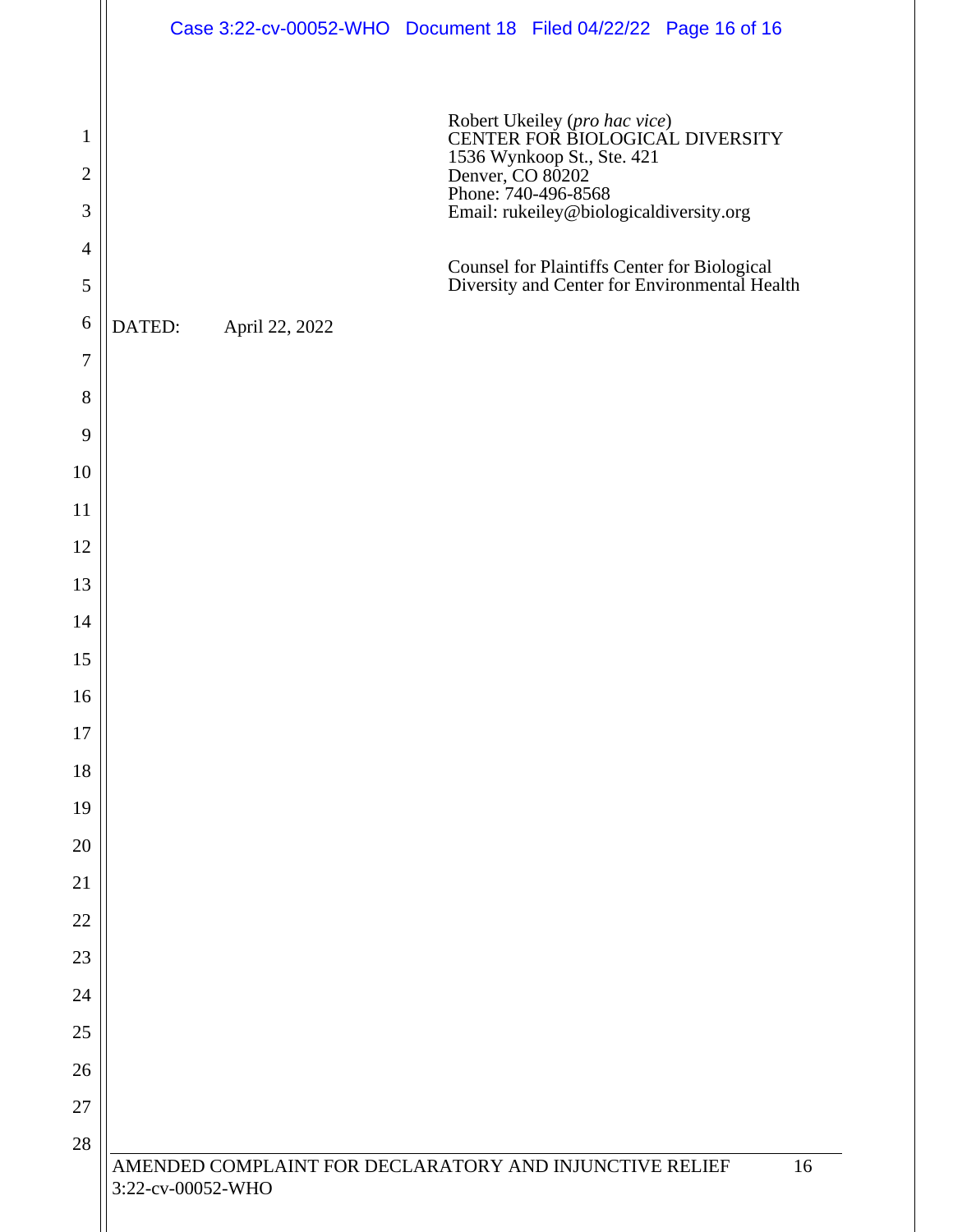Robert Ukeiley (*pro hac vice*)
CENTER FOR BIOLOGICAL DIVERSITY
1536 Wynkoop St., Ste. 421
Denver, CO 80202
Phone: 740-496-8568
Email: rukeiley@biologicaldiversity.org

Counsel for Plaintiffs Center for Biological Diversity and Center for Environmental Health

DATED: April 22, 2022